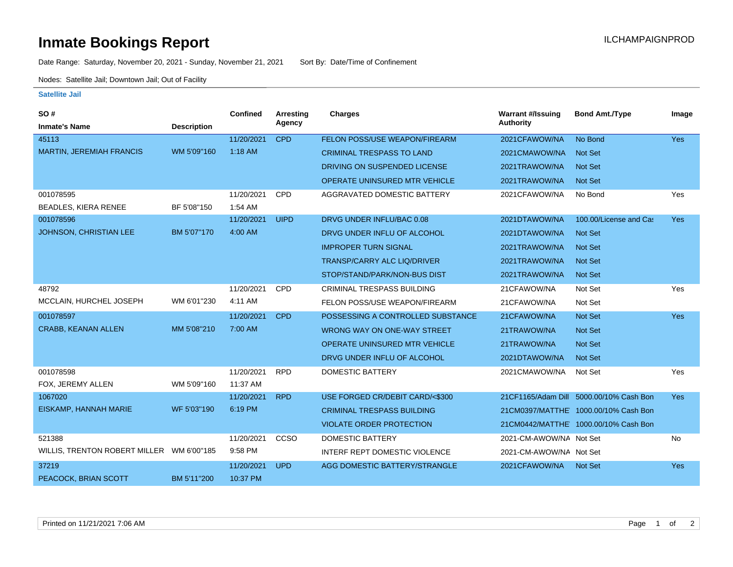# Inmate Bookings Report

ILCHAMPAIGNPROD

Date Range: Saturday, November 20, 2021 - Sunday, November 21, 2021 Sort By: Date/Time of Confinement

Nodes: Satellite Jail; Downtown Jail; Out of Facility

### Satellite Jail

| SO # / Inmate's Name | Description | Confined | Arresting Agency | Charges | Warrant #/Issuing Authority | Bond Amt./Type | Image |
|---|---|---|---|---|---|---|---|
| 45113 / MARTIN, JEREMIAH FRANCIS | WM 5'09"160 | 11/20/2021 1:18 AM | CPD | FELON POSS/USE WEAPON/FIREARM | 2021CFAWOW/NA | No Bond | Yes |
| | | | | CRIMINAL TRESPASS TO LAND | 2021CMAWOW/NA | Not Set | |
| | | | | DRIVING ON SUSPENDED LICENSE | 2021TRAWOW/NA | Not Set | |
| | | | | OPERATE UNINSURED MTR VEHICLE | 2021TRAWOW/NA | Not Set | |
| 001078595 / BEADLES, KIERA RENEE | BF 5'08"150 | 11/20/2021 1:54 AM | CPD | AGGRAVATED DOMESTIC BATTERY | 2021CFAWOW/NA | No Bond | Yes |
| 001078596 / JOHNSON, CHRISTIAN LEE | BM 5'07"170 | 11/20/2021 4:00 AM | UIPD | DRVG UNDER INFLU/BAC 0.08 | 2021DTAWOW/NA | 100.00/License and Ca: | Yes |
| | | | | DRVG UNDER INFLU OF ALCOHOL | 2021DTAWOW/NA | Not Set | |
| | | | | IMPROPER TURN SIGNAL | 2021TRAWOW/NA | Not Set | |
| | | | | TRANSP/CARRY ALC LIQ/DRIVER | 2021TRAWOW/NA | Not Set | |
| | | | | STOP/STAND/PARK/NON-BUS DIST | 2021TRAWOW/NA | Not Set | |
| 48792 / MCCLAIN, HURCHEL JOSEPH | WM 6'01"230 | 11/20/2021 4:11 AM | CPD | CRIMINAL TRESPASS BUILDING | 21CFAWOW/NA | Not Set | Yes |
| | | | | FELON POSS/USE WEAPON/FIREARM | 21CFAWOW/NA | Not Set | |
| 001078597 / CRABB, KEANAN ALLEN | MM 5'08"210 | 11/20/2021 7:00 AM | CPD | POSSESSING A CONTROLLED SUBSTANCE | 21CFAWOW/NA | Not Set | Yes |
| | | | | WRONG WAY ON ONE-WAY STREET | 21TRAWOW/NA | Not Set | |
| | | | | OPERATE UNINSURED MTR VEHICLE | 21TRAWOW/NA | Not Set | |
| | | | | DRVG UNDER INFLU OF ALCOHOL | 2021DTAWOW/NA | Not Set | |
| 001078598 / FOX, JEREMY ALLEN | WM 5'09"160 | 11/20/2021 11:37 AM | RPD | DOMESTIC BATTERY | 2021CMAWOW/NA | Not Set | Yes |
| 1067020 / EISKAMP, HANNAH MARIE | WF 5'03"190 | 11/20/2021 6:19 PM | RPD | USE FORGED CR/DEBIT CARD/<$300 | 21CF1165/Adam Dill | 5000.00/10% Cash Bon | Yes |
| | | | | CRIMINAL TRESPASS BUILDING | 21CM0397/MATTHE | 1000.00/10% Cash Bon | |
| | | | | VIOLATE ORDER PROTECTION | 21CM0442/MATTHE | 1000.00/10% Cash Bon | |
| 521388 / WILLIS, TRENTON ROBERT MILLER | WM 6'00"185 | 11/20/2021 9:58 PM | CCSO | DOMESTIC BATTERY | 2021-CM-AWOW/NA | Not Set | No |
| | | | | INTERF REPT DOMESTIC VIOLENCE | 2021-CM-AWOW/NA | Not Set | |
| 37219 / PEACOCK, BRIAN SCOTT | BM 5'11"200 | 11/20/2021 10:37 PM | UPD | AGG DOMESTIC BATTERY/STRANGLE | 2021CFAWOW/NA | Not Set | Yes |

Printed on 11/21/2021 7:06 AM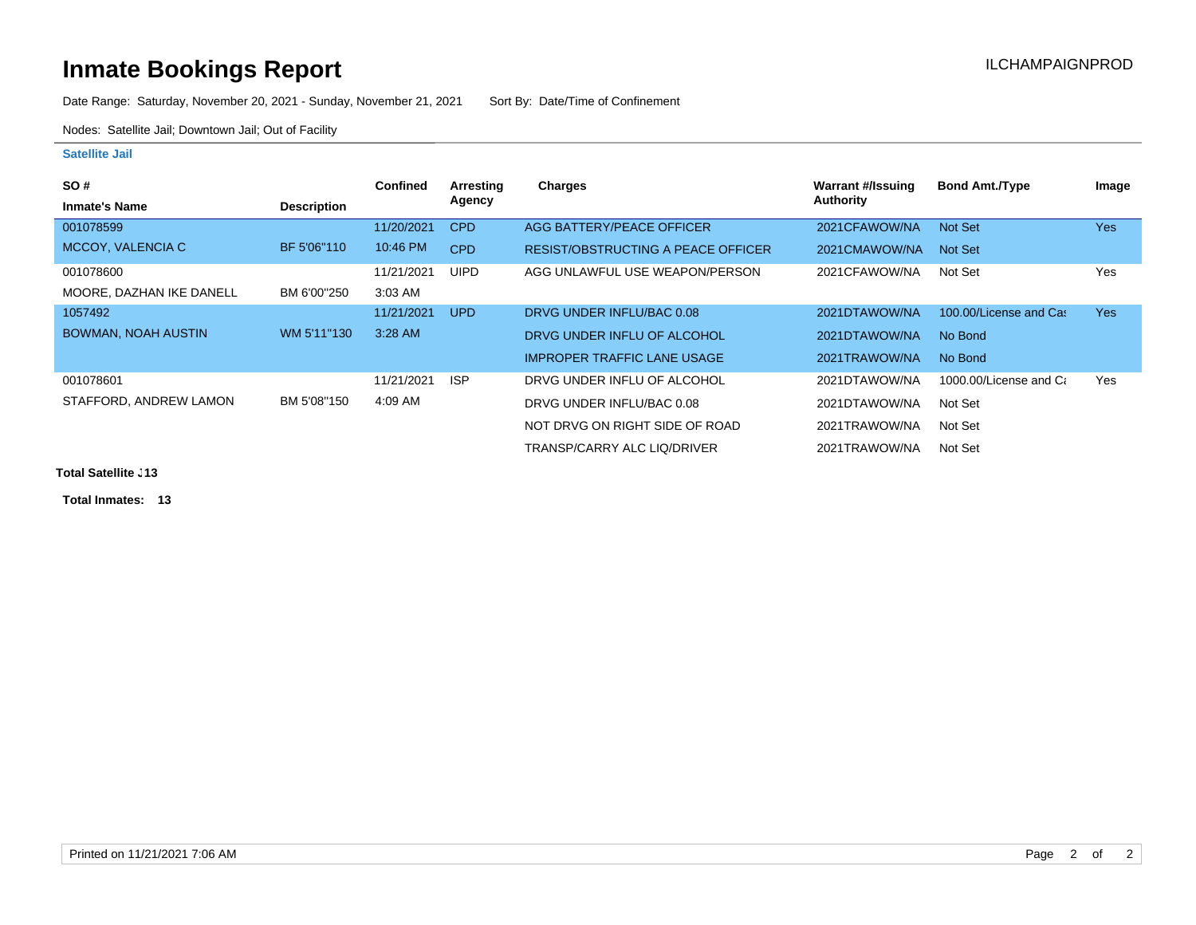# Inmate Bookings Report

ILCHAMPAIGNPROD

Date Range: Saturday, November 20, 2021 - Sunday, November 21, 2021 Sort By: Date/Time of Confinement

Nodes: Satellite Jail; Downtown Jail; Out of Facility

### Satellite Jail

| SO # / Inmate's Name | Description | Confined | Arresting Agency | Charges | Warrant #/Issuing Authority | Bond Amt./Type | Image |
|---|---|---|---|---|---|---|---|
| 001078599 | | 11/20/2021 | CPD | AGG BATTERY/PEACE OFFICER | 2021CFAWOW/NA | Not Set | Yes |
| MCCOY, VALENCIA C | BF 5'06"110 | 10:46 PM | CPD | RESIST/OBSTRUCTING A PEACE OFFICER | 2021CMAWOW/NA | Not Set | |
| 001078600 | | 11/21/2021 | UIPD | AGG UNLAWFUL USE WEAPON/PERSON | 2021CFAWOW/NA | Not Set | Yes |
| MOORE, DAZHAN IKE DANELL | BM 6'00"250 | 3:03 AM | | | | | |
| 1057492 | | 11/21/2021 | UPD | DRVG UNDER INFLU/BAC 0.08 | 2021DTAWOW/NA | 100.00/License and Cas | Yes |
| BOWMAN, NOAH AUSTIN | WM 5'11"130 | 3:28 AM | | DRVG UNDER INFLU OF ALCOHOL | 2021DTAWOW/NA | No Bond | |
| | | | | IMPROPER TRAFFIC LANE USAGE | 2021TRAWOW/NA | No Bond | |
| 001078601 | | 11/21/2021 | ISP | DRVG UNDER INFLU OF ALCOHOL | 2021DTAWOW/NA | 1000.00/License and Ca | Yes |
| STAFFORD, ANDREW LAMON | BM 5'08"150 | 4:09 AM | | DRVG UNDER INFLU/BAC 0.08 | 2021DTAWOW/NA | Not Set | |
| | | | | NOT DRVG ON RIGHT SIDE OF ROAD | 2021TRAWOW/NA | Not Set | |
| | | | | TRANSP/CARRY ALC LIQ/DRIVER | 2021TRAWOW/NA | Not Set | |

**Total Satellite J 13**

**Total Inmates: 13**

Printed on 11/21/2021 7:06 AM